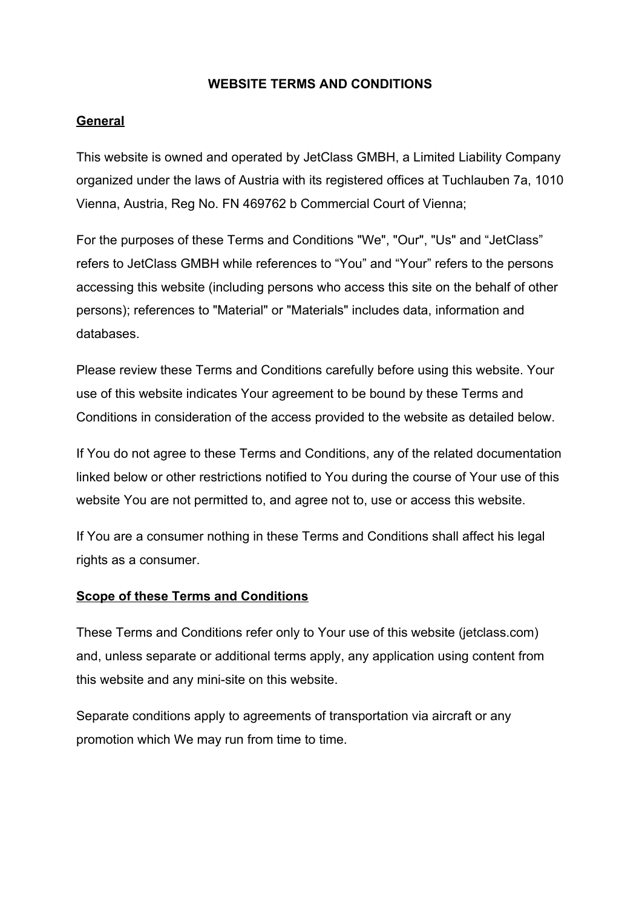# WEBSITE TERMS AND CONDITIONS

## General

This website is owned and operated by JetClass GMBH, a Limited Liability Company organized under the laws of Austria with its registered offices at Tuchlauben 7a, 1010 Vienna, Austria, Reg No. FN 469762 b Commercial Court of Vienna;

For the purposes of these Terms and Conditions "We", "Our", "Us" and “JetClass” refers to JetClass GMBH while references to “You” and “Your” refers to the persons accessing this website (including persons who access this site on the behalf of other persons); references to "Material" or "Materials" includes data, information and databases.

Please review these Terms and Conditions carefully before using this website. Your use of this website indicates Your agreement to be bound by these Terms and Conditions in consideration of the access provided to the website as detailed below.

If You do not agree to these Terms and Conditions, any of the related documentation linked below or other restrictions notified to You during the course of Your use of this website You are not permitted to, and agree not to, use or access this website.

If You are a consumer nothing in these Terms and Conditions shall affect his legal rights as a consumer.

## Scope of these Terms and Conditions

These Terms and Conditions refer only to Your use of this website (jetclass.com) and, unless separate or additional terms apply, any application using content from this website and any mini-site on this website.

Separate conditions apply to agreements of transportation via aircraft or any promotion which We may run from time to time.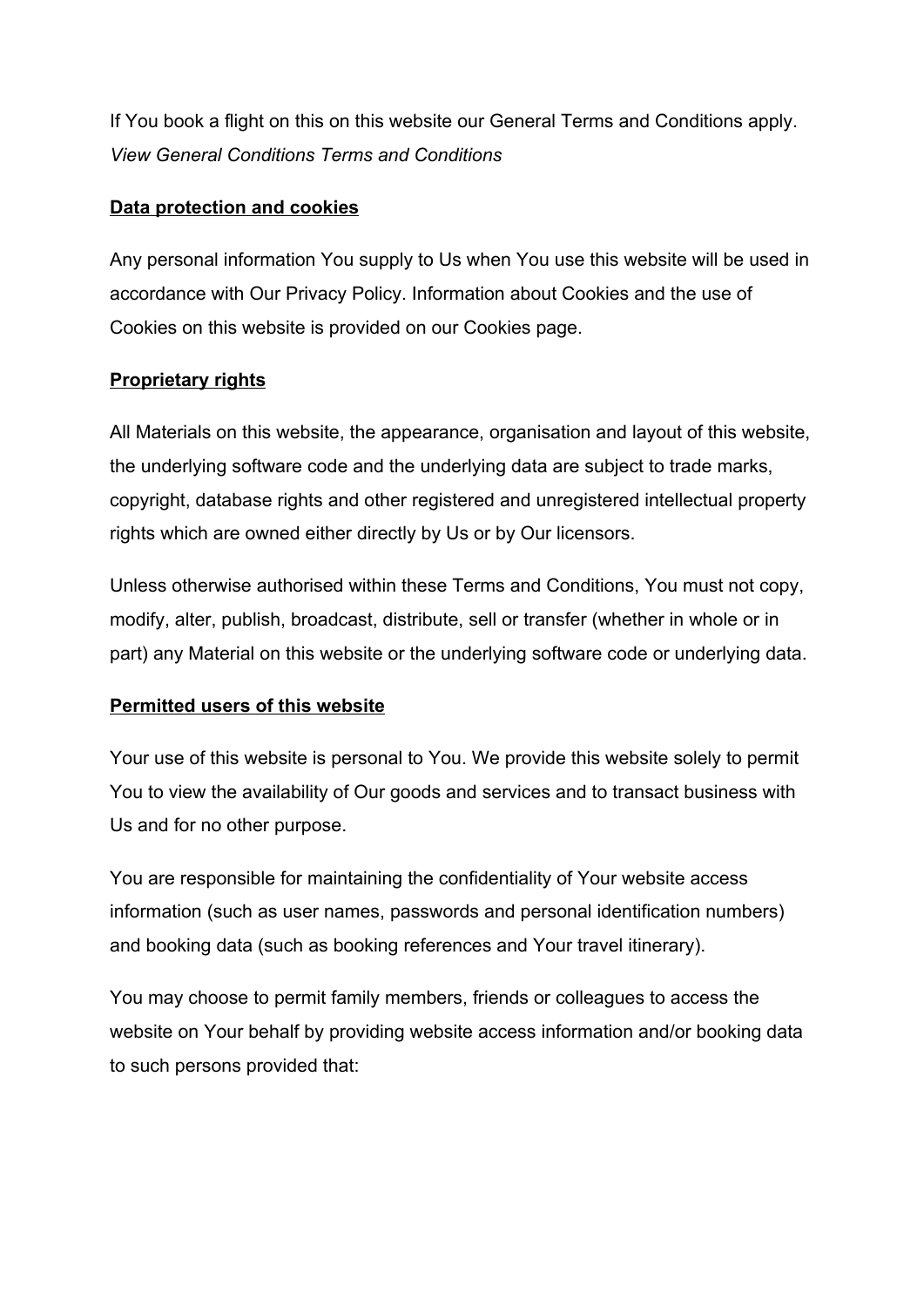If You book a flight on this on this website our General Terms and Conditions apply. *View General Conditions Terms and Conditions*

**Data protection and cookies**

Any personal information You supply to Us when You use this website will be used in accordance with Our Privacy Policy. Information about Cookies and the use of Cookies on this website is provided on our Cookies page.

**Proprietary rights**

All Materials on this website, the appearance, organisation and layout of this website, the underlying software code and the underlying data are subject to trade marks, copyright, database rights and other registered and unregistered intellectual property rights which are owned either directly by Us or by Our licensors.

Unless otherwise authorised within these Terms and Conditions, You must not copy, modify, alter, publish, broadcast, distribute, sell or transfer (whether in whole or in part) any Material on this website or the underlying software code or underlying data.

**Permitted users of this website**

Your use of this website is personal to You. We provide this website solely to permit You to view the availability of Our goods and services and to transact business with Us and for no other purpose.

You are responsible for maintaining the confidentiality of Your website access information (such as user names, passwords and personal identification numbers) and booking data (such as booking references and Your travel itinerary).

You may choose to permit family members, friends or colleagues to access the website on Your behalf by providing website access information and/or booking data to such persons provided that: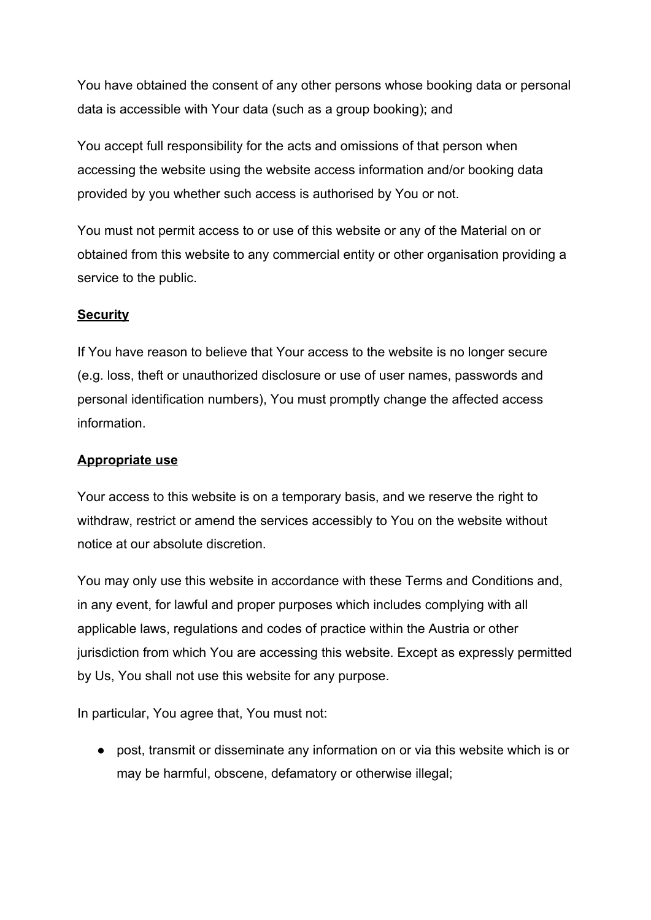You have obtained the consent of any other persons whose booking data or personal data is accessible with Your data (such as a group booking); and

You accept full responsibility for the acts and omissions of that person when accessing the website using the website access information and/or booking data provided by you whether such access is authorised by You or not.

You must not permit access to or use of this website or any of the Material on or obtained from this website to any commercial entity or other organisation providing a service to the public.

**Security**

If You have reason to believe that Your access to the website is no longer secure (e.g. loss, theft or unauthorized disclosure or use of user names, passwords and personal identification numbers), You must promptly change the affected access information.

**Appropriate use**

Your access to this website is on a temporary basis, and we reserve the right to withdraw, restrict or amend the services accessibly to You on the website without notice at our absolute discretion.

You may only use this website in accordance with these Terms and Conditions and, in any event, for lawful and proper purposes which includes complying with all applicable laws, regulations and codes of practice within the Austria or other jurisdiction from which You are accessing this website. Except as expressly permitted by Us, You shall not use this website for any purpose.

In particular, You agree that, You must not:

- post, transmit or disseminate any information on or via this website which is or may be harmful, obscene, defamatory or otherwise illegal;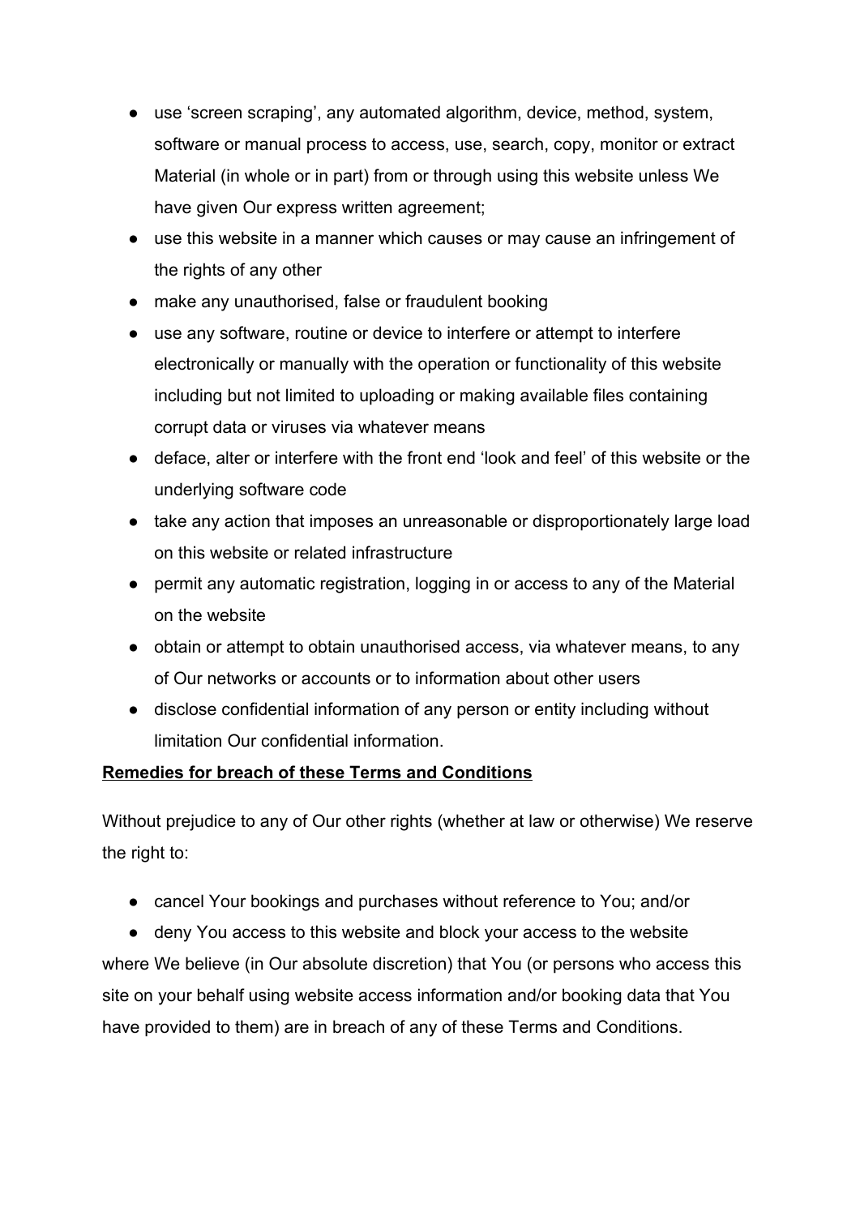- use 'screen scraping', any automated algorithm, device, method, system, software or manual process to access, use, search, copy, monitor or extract Material (in whole or in part) from or through using this website unless We have given Our express written agreement;
- use this website in a manner which causes or may cause an infringement of the rights of any other
- make any unauthorised, false or fraudulent booking
- use any software, routine or device to interfere or attempt to interfere electronically or manually with the operation or functionality of this website including but not limited to uploading or making available files containing corrupt data or viruses via whatever means
- deface, alter or interfere with the front end 'look and feel' of this website or the underlying software code
- take any action that imposes an unreasonable or disproportionately large load on this website or related infrastructure
- permit any automatic registration, logging in or access to any of the Material on the website
- obtain or attempt to obtain unauthorised access, via whatever means, to any of Our networks or accounts or to information about other users
- disclose confidential information of any person or entity including without limitation Our confidential information.

**Remedies for breach of these Terms and Conditions**

Without prejudice to any of Our other rights (whether at law or otherwise) We reserve the right to:

- cancel Your bookings and purchases without reference to You; and/or
- deny You access to this website and block your access to the website

where We believe (in Our absolute discretion) that You (or persons who access this site on your behalf using website access information and/or booking data that You have provided to them) are in breach of any of these Terms and Conditions.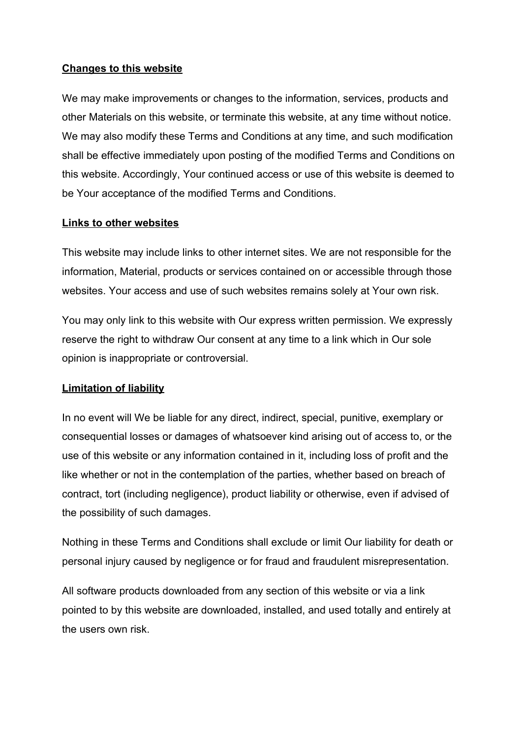## Changes to this website

We may make improvements or changes to the information, services, products and other Materials on this website, or terminate this website, at any time without notice. We may also modify these Terms and Conditions at any time, and such modification shall be effective immediately upon posting of the modified Terms and Conditions on this website. Accordingly, Your continued access or use of this website is deemed to be Your acceptance of the modified Terms and Conditions.

## Links to other websites

This website may include links to other internet sites. We are not responsible for the information, Material, products or services contained on or accessible through those websites. Your access and use of such websites remains solely at Your own risk.

You may only link to this website with Our express written permission. We expressly reserve the right to withdraw Our consent at any time to a link which in Our sole opinion is inappropriate or controversial.

## Limitation of liability

In no event will We be liable for any direct, indirect, special, punitive, exemplary or consequential losses or damages of whatsoever kind arising out of access to, or the use of this website or any information contained in it, including loss of profit and the like whether or not in the contemplation of the parties, whether based on breach of contract, tort (including negligence), product liability or otherwise, even if advised of the possibility of such damages.

Nothing in these Terms and Conditions shall exclude or limit Our liability for death or personal injury caused by negligence or for fraud and fraudulent misrepresentation.

All software products downloaded from any section of this website or via a link pointed to by this website are downloaded, installed, and used totally and entirely at the users own risk.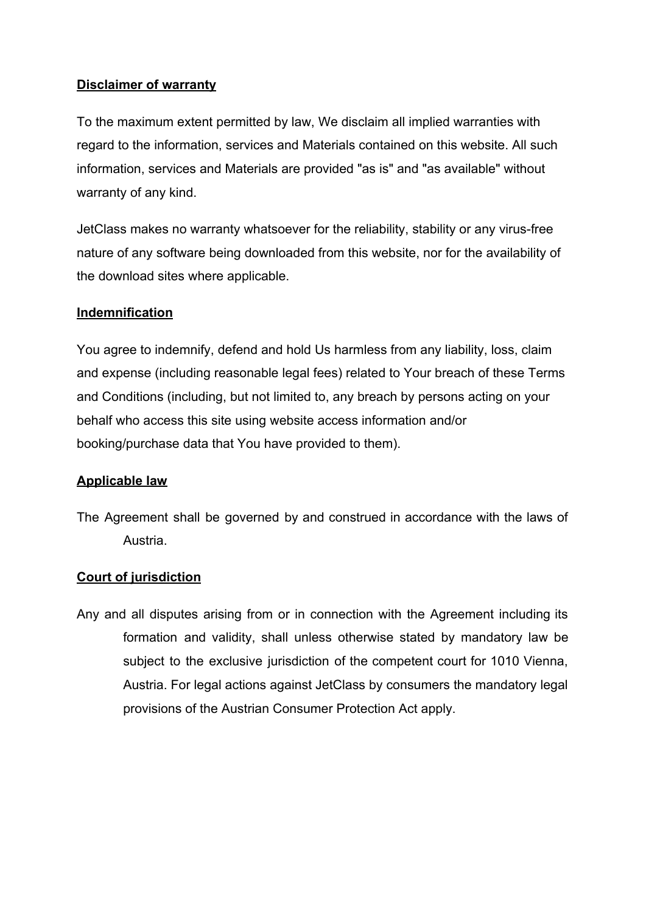**Disclaimer of warranty**

To the maximum extent permitted by law, We disclaim all implied warranties with regard to the information, services and Materials contained on this website. All such information, services and Materials are provided "as is" and "as available" without warranty of any kind.

JetClass makes no warranty whatsoever for the reliability, stability or any virus-free nature of any software being downloaded from this website, nor for the availability of the download sites where applicable.

**Indemnification**

You agree to indemnify, defend and hold Us harmless from any liability, loss, claim and expense (including reasonable legal fees) related to Your breach of these Terms and Conditions (including, but not limited to, any breach by persons acting on your behalf who access this site using website access information and/or booking/purchase data that You have provided to them).

**Applicable law**

The Agreement shall be governed by and construed in accordance with the laws of Austria.

**Court of jurisdiction**

Any and all disputes arising from or in connection with the Agreement including its formation and validity, shall unless otherwise stated by mandatory law be subject to the exclusive jurisdiction of the competent court for 1010 Vienna, Austria. For legal actions against JetClass by consumers the mandatory legal provisions of the Austrian Consumer Protection Act apply.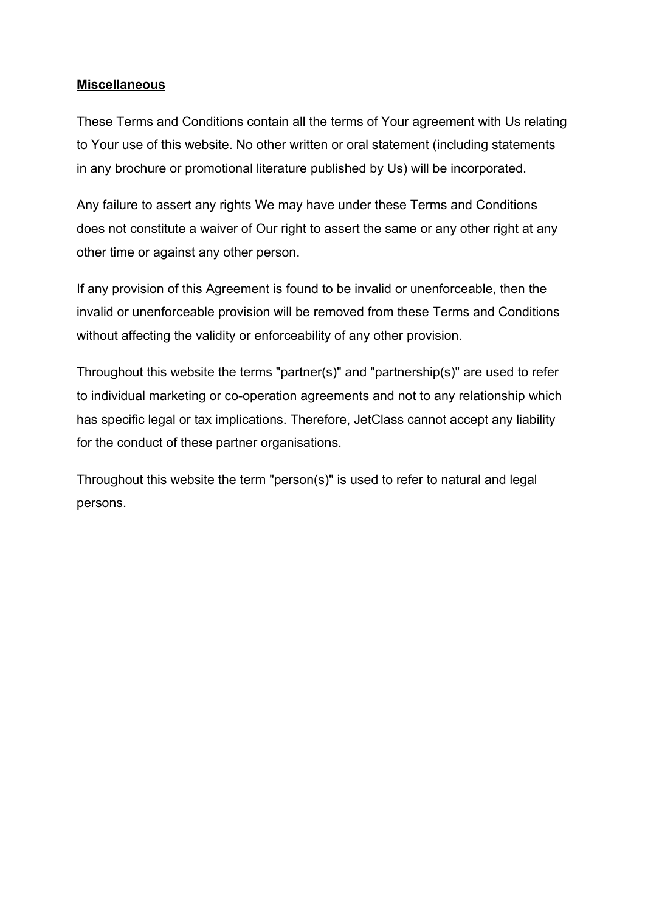**Miscellaneous**

These Terms and Conditions contain all the terms of Your agreement with Us relating to Your use of this website. No other written or oral statement (including statements in any brochure or promotional literature published by Us) will be incorporated.

Any failure to assert any rights We may have under these Terms and Conditions does not constitute a waiver of Our right to assert the same or any other right at any other time or against any other person.

If any provision of this Agreement is found to be invalid or unenforceable, then the invalid or unenforceable provision will be removed from these Terms and Conditions without affecting the validity or enforceability of any other provision.

Throughout this website the terms "partner(s)" and "partnership(s)" are used to refer to individual marketing or co-operation agreements and not to any relationship which has specific legal or tax implications. Therefore, JetClass cannot accept any liability for the conduct of these partner organisations.

Throughout this website the term "person(s)" is used to refer to natural and legal persons.